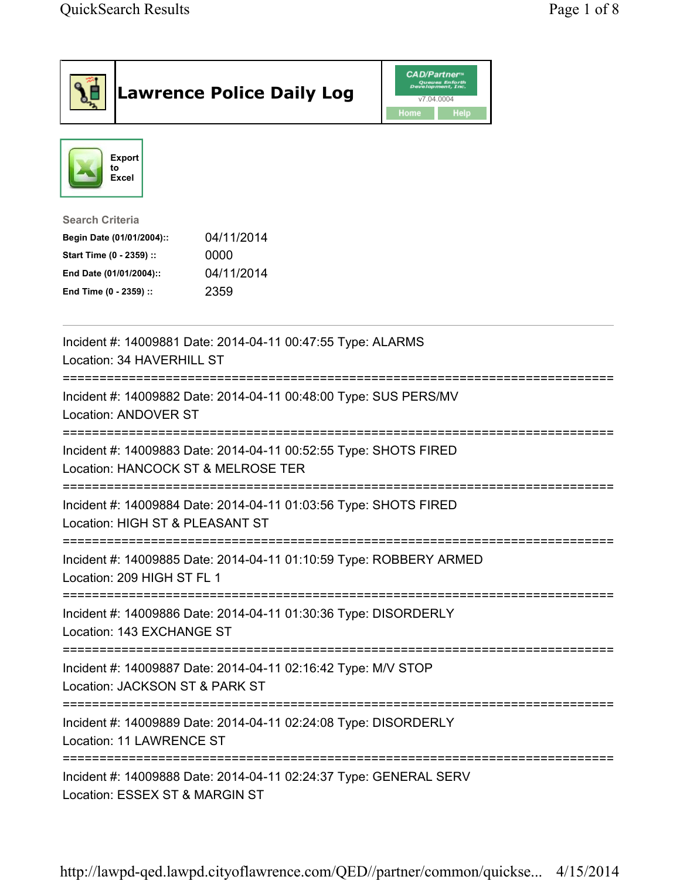# Lawrence Police Daily Log

CAD/Partner

v7.04.0004

Home Help

Export to Excel

**Search Criteria**

| | |
|---|---|
| **Begin Date (01/01/2004)::** | 04/11/2014 |
| **Start Time (0 - 2359) ::** | 0000 |
| **End Date (01/01/2004)::** | 04/11/2014 |
| **End Time (0 - 2359) ::** | 2359 |

---

Incident #: 14009881 Date: 2014-04-11 00:47:55 Type: ALARMS
Location: 34 HAVERHILL ST

===========================================================================

Incident #: 14009882 Date: 2014-04-11 00:48:00 Type: SUS PERS/MV
Location: ANDOVER ST

===========================================================================

Incident #: 14009883 Date: 2014-04-11 00:52:55 Type: SHOTS FIRED
Location: HANCOCK ST & MELROSE TER

===========================================================================

Incident #: 14009884 Date: 2014-04-11 01:03:56 Type: SHOTS FIRED
Location: HIGH ST & PLEASANT ST

===========================================================================

Incident #: 14009885 Date: 2014-04-11 01:10:59 Type: ROBBERY ARMED
Location: 209 HIGH ST FL 1

===========================================================================

Incident #: 14009886 Date: 2014-04-11 01:30:36 Type: DISORDERLY
Location: 143 EXCHANGE ST

===========================================================================

Incident #: 14009887 Date: 2014-04-11 02:16:42 Type: M/V STOP
Location: JACKSON ST & PARK ST

===========================================================================

Incident #: 14009889 Date: 2014-04-11 02:24:08 Type: DISORDERLY
Location: 11 LAWRENCE ST

===========================================================================

Incident #: 14009888 Date: 2014-04-11 02:24:37 Type: GENERAL SERV
Location: ESSEX ST & MARGIN ST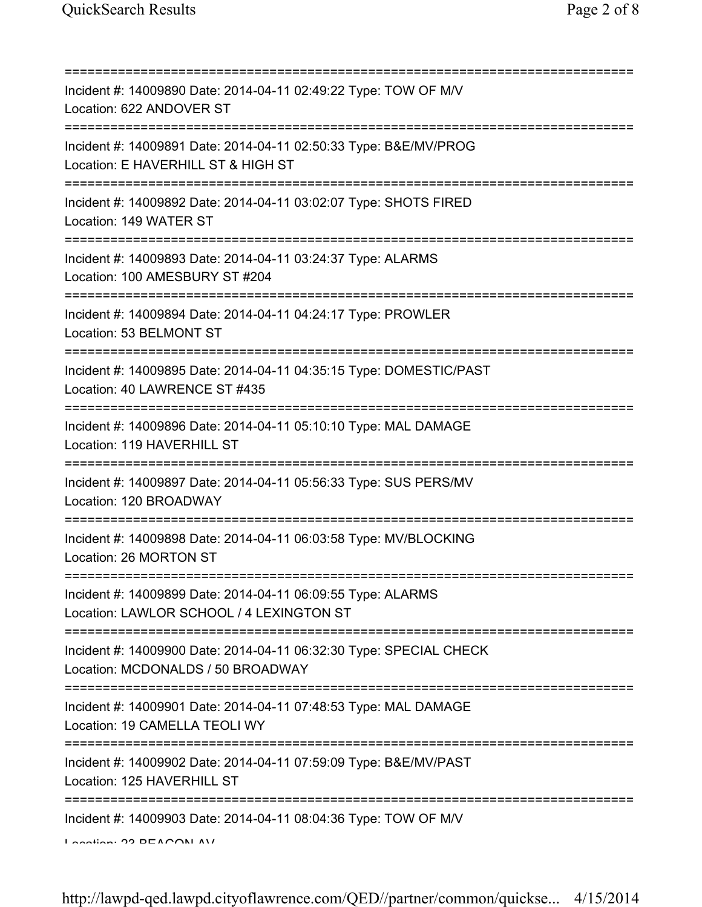Incident #: 14009890 Date: 2014-04-11 02:49:22 Type: TOW OF M/V
Location: 622 ANDOVER ST

Incident #: 14009891 Date: 2014-04-11 02:50:33 Type: B&E/MV/PROG
Location: E HAVERHILL ST & HIGH ST

Incident #: 14009892 Date: 2014-04-11 03:02:07 Type: SHOTS FIRED
Location: 149 WATER ST

Incident #: 14009893 Date: 2014-04-11 03:24:37 Type: ALARMS
Location: 100 AMESBURY ST #204

Incident #: 14009894 Date: 2014-04-11 04:24:17 Type: PROWLER
Location: 53 BELMONT ST

Incident #: 14009895 Date: 2014-04-11 04:35:15 Type: DOMESTIC/PAST
Location: 40 LAWRENCE ST #435

Incident #: 14009896 Date: 2014-04-11 05:10:10 Type: MAL DAMAGE
Location: 119 HAVERHILL ST

Incident #: 14009897 Date: 2014-04-11 05:56:33 Type: SUS PERS/MV
Location: 120 BROADWAY

Incident #: 14009898 Date: 2014-04-11 06:03:58 Type: MV/BLOCKING
Location: 26 MORTON ST

Incident #: 14009899 Date: 2014-04-11 06:09:55 Type: ALARMS
Location: LAWLOR SCHOOL / 4 LEXINGTON ST

Incident #: 14009900 Date: 2014-04-11 06:32:30 Type: SPECIAL CHECK
Location: MCDONALDS / 50 BROADWAY

Incident #: 14009901 Date: 2014-04-11 07:48:53 Type: MAL DAMAGE
Location: 19 CAMELLA TEOLI WY

Incident #: 14009902 Date: 2014-04-11 07:59:09 Type: B&E/MV/PAST
Location: 125 HAVERHILL ST

Incident #: 14009903 Date: 2014-04-11 08:04:36 Type: TOW OF M/V
Location: 23 BEACON AV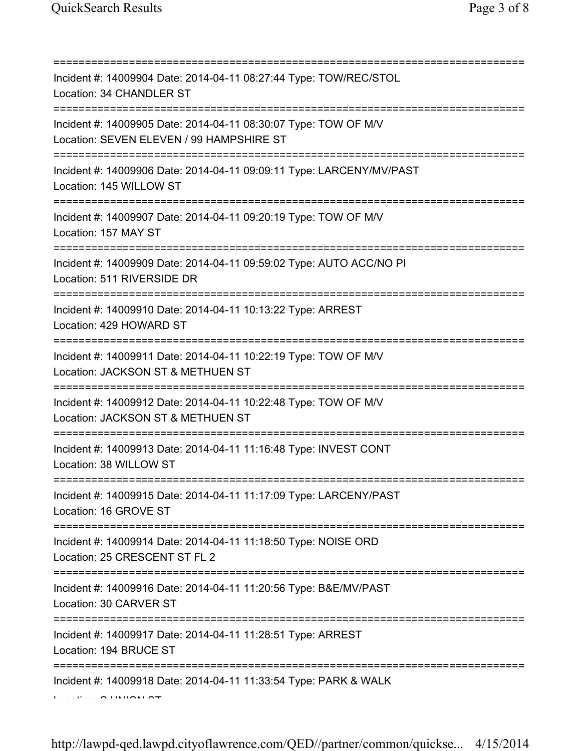===========================================================================
Incident #: 14009904 Date: 2014-04-11 08:27:44 Type: TOW/REC/STOL
Location: 34 CHANDLER ST
===========================================================================
Incident #: 14009905 Date: 2014-04-11 08:30:07 Type: TOW OF M/V
Location: SEVEN ELEVEN / 99 HAMPSHIRE ST
===========================================================================
Incident #: 14009906 Date: 2014-04-11 09:09:11 Type: LARCENY/MV/PAST
Location: 145 WILLOW ST
===========================================================================
Incident #: 14009907 Date: 2014-04-11 09:20:19 Type: TOW OF M/V
Location: 157 MAY ST
===========================================================================
Incident #: 14009909 Date: 2014-04-11 09:59:02 Type: AUTO ACC/NO PI
Location: 511 RIVERSIDE DR
===========================================================================
Incident #: 14009910 Date: 2014-04-11 10:13:22 Type: ARREST
Location: 429 HOWARD ST
===========================================================================
Incident #: 14009911 Date: 2014-04-11 10:22:19 Type: TOW OF M/V
Location: JACKSON ST & METHUEN ST
===========================================================================
Incident #: 14009912 Date: 2014-04-11 10:22:48 Type: TOW OF M/V
Location: JACKSON ST & METHUEN ST
===========================================================================
Incident #: 14009913 Date: 2014-04-11 11:16:48 Type: INVEST CONT
Location: 38 WILLOW ST
===========================================================================
Incident #: 14009915 Date: 2014-04-11 11:17:09 Type: LARCENY/PAST
Location: 16 GROVE ST
===========================================================================
Incident #: 14009914 Date: 2014-04-11 11:18:50 Type: NOISE ORD
Location: 25 CRESCENT ST FL 2
===========================================================================
Incident #: 14009916 Date: 2014-04-11 11:20:56 Type: B&E/MV/PAST
Location: 30 CARVER ST
===========================================================================
Incident #: 14009917 Date: 2014-04-11 11:28:51 Type: ARREST
Location: 194 BRUCE ST
===========================================================================
Incident #: 14009918 Date: 2014-04-11 11:33:54 Type: PARK & WALK
Location: S UNION ST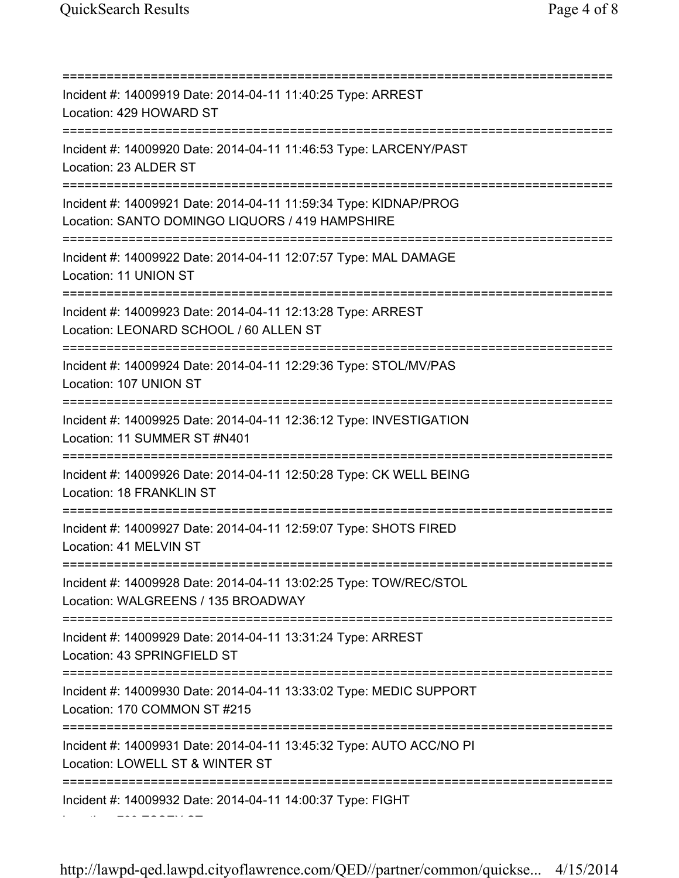===========================================================================

Incident #: 14009919 Date: 2014-04-11 11:40:25 Type: ARREST
Location: 429 HOWARD ST

===========================================================================

Incident #: 14009920 Date: 2014-04-11 11:46:53 Type: LARCENY/PAST
Location: 23 ALDER ST

===========================================================================

Incident #: 14009921 Date: 2014-04-11 11:59:34 Type: KIDNAP/PROG
Location: SANTO DOMINGO LIQUORS / 419 HAMPSHIRE

===========================================================================

Incident #: 14009922 Date: 2014-04-11 12:07:57 Type: MAL DAMAGE
Location: 11 UNION ST

===========================================================================

Incident #: 14009923 Date: 2014-04-11 12:13:28 Type: ARREST
Location: LEONARD SCHOOL / 60 ALLEN ST

===========================================================================

Incident #: 14009924 Date: 2014-04-11 12:29:36 Type: STOL/MV/PAS
Location: 107 UNION ST

===========================================================================

Incident #: 14009925 Date: 2014-04-11 12:36:12 Type: INVESTIGATION
Location: 11 SUMMER ST #N401

===========================================================================

Incident #: 14009926 Date: 2014-04-11 12:50:28 Type: CK WELL BEING
Location: 18 FRANKLIN ST

===========================================================================

Incident #: 14009927 Date: 2014-04-11 12:59:07 Type: SHOTS FIRED
Location: 41 MELVIN ST

===========================================================================

Incident #: 14009928 Date: 2014-04-11 13:02:25 Type: TOW/REC/STOL
Location: WALGREENS / 135 BROADWAY

===========================================================================

Incident #: 14009929 Date: 2014-04-11 13:31:24 Type: ARREST
Location: 43 SPRINGFIELD ST

===========================================================================

Incident #: 14009930 Date: 2014-04-11 13:33:02 Type: MEDIC SUPPORT
Location: 170 COMMON ST #215

===========================================================================

Incident #: 14009931 Date: 2014-04-11 13:45:32 Type: AUTO ACC/NO PI
Location: LOWELL ST & WINTER ST

===========================================================================

Incident #: 14009932 Date: 2014-04-11 14:00:37 Type: FIGHT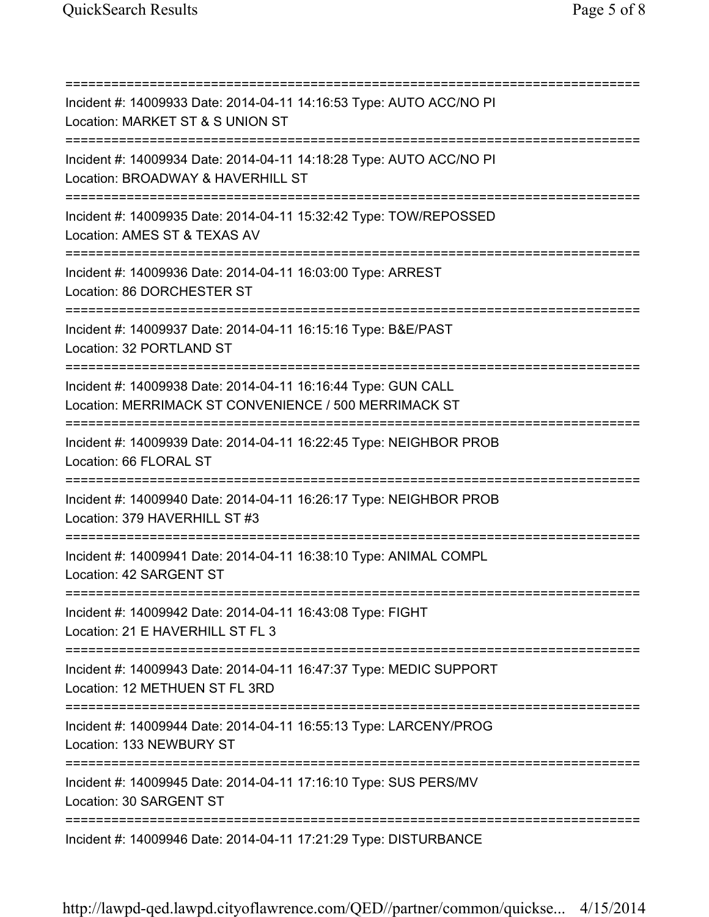===========================================================================

Incident #: 14009933 Date: 2014-04-11 14:16:53 Type: AUTO ACC/NO PI
Location: MARKET ST & S UNION ST

===========================================================================

Incident #: 14009934 Date: 2014-04-11 14:18:28 Type: AUTO ACC/NO PI
Location: BROADWAY & HAVERHILL ST

===========================================================================

Incident #: 14009935 Date: 2014-04-11 15:32:42 Type: TOW/REPOSSED
Location: AMES ST & TEXAS AV

===========================================================================

Incident #: 14009936 Date: 2014-04-11 16:03:00 Type: ARREST
Location: 86 DORCHESTER ST

===========================================================================

Incident #: 14009937 Date: 2014-04-11 16:15:16 Type: B&E/PAST
Location: 32 PORTLAND ST

===========================================================================

Incident #: 14009938 Date: 2014-04-11 16:16:44 Type: GUN CALL
Location: MERRIMACK ST CONVENIENCE / 500 MERRIMACK ST

===========================================================================

Incident #: 14009939 Date: 2014-04-11 16:22:45 Type: NEIGHBOR PROB
Location: 66 FLORAL ST

===========================================================================

Incident #: 14009940 Date: 2014-04-11 16:26:17 Type: NEIGHBOR PROB
Location: 379 HAVERHILL ST #3

===========================================================================

Incident #: 14009941 Date: 2014-04-11 16:38:10 Type: ANIMAL COMPL
Location: 42 SARGENT ST

===========================================================================

Incident #: 14009942 Date: 2014-04-11 16:43:08 Type: FIGHT
Location: 21 E HAVERHILL ST FL 3

===========================================================================

Incident #: 14009943 Date: 2014-04-11 16:47:37 Type: MEDIC SUPPORT
Location: 12 METHUEN ST FL 3RD

===========================================================================

Incident #: 14009944 Date: 2014-04-11 16:55:13 Type: LARCENY/PROG
Location: 133 NEWBURY ST

===========================================================================

Incident #: 14009945 Date: 2014-04-11 17:16:10 Type: SUS PERS/MV
Location: 30 SARGENT ST

===========================================================================

Incident #: 14009946 Date: 2014-04-11 17:21:29 Type: DISTURBANCE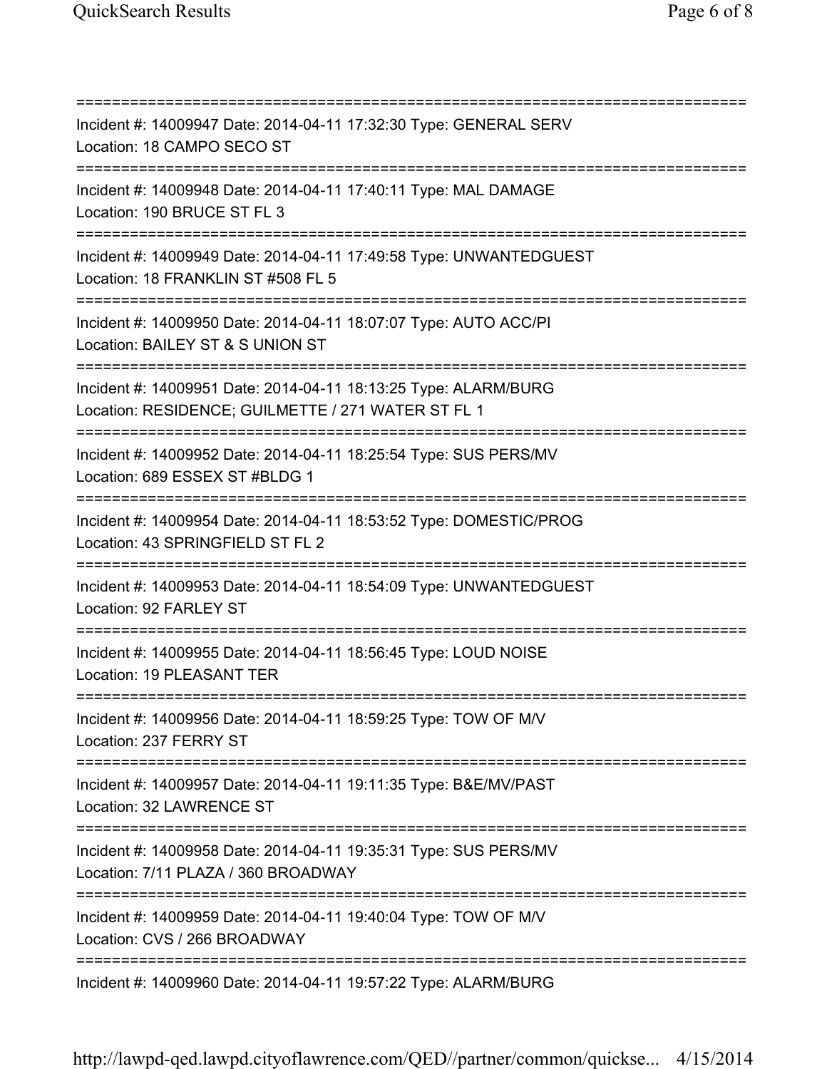===========================================================================

Incident #: 14009947 Date: 2014-04-11 17:32:30 Type: GENERAL SERV
Location: 18 CAMPO SECO ST

===========================================================================

Incident #: 14009948 Date: 2014-04-11 17:40:11 Type: MAL DAMAGE
Location: 190 BRUCE ST FL 3

===========================================================================

Incident #: 14009949 Date: 2014-04-11 17:49:58 Type: UNWANTEDGUEST
Location: 18 FRANKLIN ST #508 FL 5

===========================================================================

Incident #: 14009950 Date: 2014-04-11 18:07:07 Type: AUTO ACC/PI
Location: BAILEY ST & S UNION ST

===========================================================================

Incident #: 14009951 Date: 2014-04-11 18:13:25 Type: ALARM/BURG
Location: RESIDENCE; GUILMETTE / 271 WATER ST FL 1

===========================================================================

Incident #: 14009952 Date: 2014-04-11 18:25:54 Type: SUS PERS/MV
Location: 689 ESSEX ST #BLDG 1

===========================================================================

Incident #: 14009954 Date: 2014-04-11 18:53:52 Type: DOMESTIC/PROG
Location: 43 SPRINGFIELD ST FL 2

===========================================================================

Incident #: 14009953 Date: 2014-04-11 18:54:09 Type: UNWANTEDGUEST
Location: 92 FARLEY ST

===========================================================================

Incident #: 14009955 Date: 2014-04-11 18:56:45 Type: LOUD NOISE
Location: 19 PLEASANT TER

===========================================================================

Incident #: 14009956 Date: 2014-04-11 18:59:25 Type: TOW OF M/V
Location: 237 FERRY ST

===========================================================================

Incident #: 14009957 Date: 2014-04-11 19:11:35 Type: B&E/MV/PAST
Location: 32 LAWRENCE ST

===========================================================================

Incident #: 14009958 Date: 2014-04-11 19:35:31 Type: SUS PERS/MV
Location: 7/11 PLAZA / 360 BROADWAY

===========================================================================

Incident #: 14009959 Date: 2014-04-11 19:40:04 Type: TOW OF M/V
Location: CVS / 266 BROADWAY

===========================================================================

Incident #: 14009960 Date: 2014-04-11 19:57:22 Type: ALARM/BURG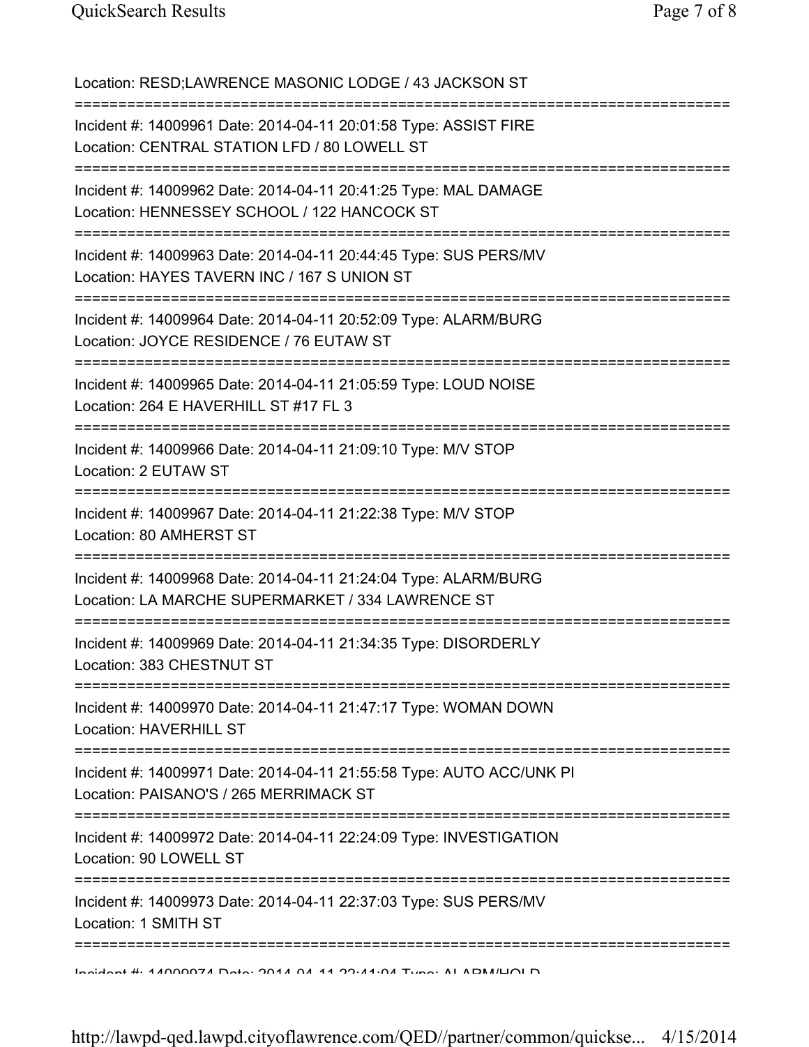Location: RESD;LAWRENCE MASONIC LODGE / 43 JACKSON ST

===========================================================================

Incident #: 14009961 Date: 2014-04-11 20:01:58 Type: ASSIST FIRE
Location: CENTRAL STATION LFD / 80 LOWELL ST

===========================================================================

Incident #: 14009962 Date: 2014-04-11 20:41:25 Type: MAL DAMAGE
Location: HENNESSEY SCHOOL / 122 HANCOCK ST

===========================================================================

Incident #: 14009963 Date: 2014-04-11 20:44:45 Type: SUS PERS/MV
Location: HAYES TAVERN INC / 167 S UNION ST

===========================================================================

Incident #: 14009964 Date: 2014-04-11 20:52:09 Type: ALARM/BURG
Location: JOYCE RESIDENCE / 76 EUTAW ST

===========================================================================

Incident #: 14009965 Date: 2014-04-11 21:05:59 Type: LOUD NOISE
Location: 264 E HAVERHILL ST #17 FL 3

===========================================================================

Incident #: 14009966 Date: 2014-04-11 21:09:10 Type: M/V STOP
Location: 2 EUTAW ST

===========================================================================

Incident #: 14009967 Date: 2014-04-11 21:22:38 Type: M/V STOP
Location: 80 AMHERST ST

===========================================================================

Incident #: 14009968 Date: 2014-04-11 21:24:04 Type: ALARM/BURG
Location: LA MARCHE SUPERMARKET / 334 LAWRENCE ST

===========================================================================

Incident #: 14009969 Date: 2014-04-11 21:34:35 Type: DISORDERLY
Location: 383 CHESTNUT ST

===========================================================================

Incident #: 14009970 Date: 2014-04-11 21:47:17 Type: WOMAN DOWN
Location: HAVERHILL ST

===========================================================================

Incident #: 14009971 Date: 2014-04-11 21:55:58 Type: AUTO ACC/UNK PI
Location: PAISANO'S / 265 MERRIMACK ST

===========================================================================

Incident #: 14009972 Date: 2014-04-11 22:24:09 Type: INVESTIGATION
Location: 90 LOWELL ST

===========================================================================

Incident #: 14009973 Date: 2014-04-11 22:37:03 Type: SUS PERS/MV
Location: 1 SMITH ST

===========================================================================

Incident #: 14009974 Date: 2014-04-11 22:41:04 Type: ALARM/HOLD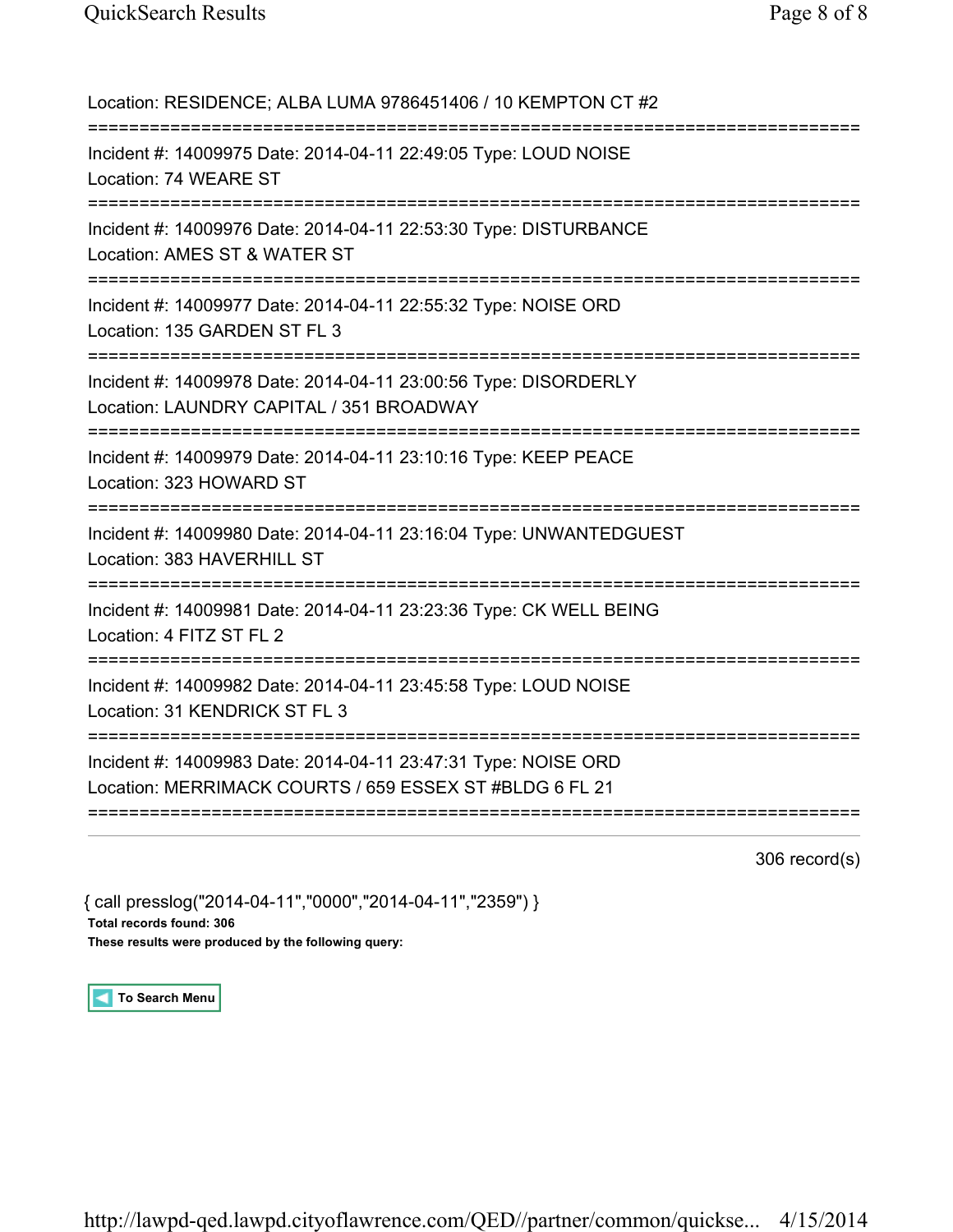Location: RESIDENCE; ALBA LUMA 9786451406 / 10 KEMPTON CT #2

===========================================================================

Incident #: 14009975 Date: 2014-04-11 22:49:05 Type: LOUD NOISE
Location: 74 WEARE ST

===========================================================================

Incident #: 14009976 Date: 2014-04-11 22:53:30 Type: DISTURBANCE
Location: AMES ST & WATER ST

===========================================================================

Incident #: 14009977 Date: 2014-04-11 22:55:32 Type: NOISE ORD
Location: 135 GARDEN ST FL 3

===========================================================================

Incident #: 14009978 Date: 2014-04-11 23:00:56 Type: DISORDERLY
Location: LAUNDRY CAPITAL / 351 BROADWAY

===========================================================================

Incident #: 14009979 Date: 2014-04-11 23:10:16 Type: KEEP PEACE
Location: 323 HOWARD ST

===========================================================================

Incident #: 14009980 Date: 2014-04-11 23:16:04 Type: UNWANTEDGUEST
Location: 383 HAVERHILL ST

===========================================================================

Incident #: 14009981 Date: 2014-04-11 23:23:36 Type: CK WELL BEING
Location: 4 FITZ ST FL 2

===========================================================================

Incident #: 14009982 Date: 2014-04-11 23:45:58 Type: LOUD NOISE
Location: 31 KENDRICK ST FL 3

===========================================================================

Incident #: 14009983 Date: 2014-04-11 23:47:31 Type: NOISE ORD
Location: MERRIMACK COURTS / 659 ESSEX ST #BLDG 6 FL 21

===========================================================================

306 record(s)

{ call presslog("2014-04-11","0000","2014-04-11","2359") }

**Total records found: 306**

**These results were produced by the following query:**

To Search Menu